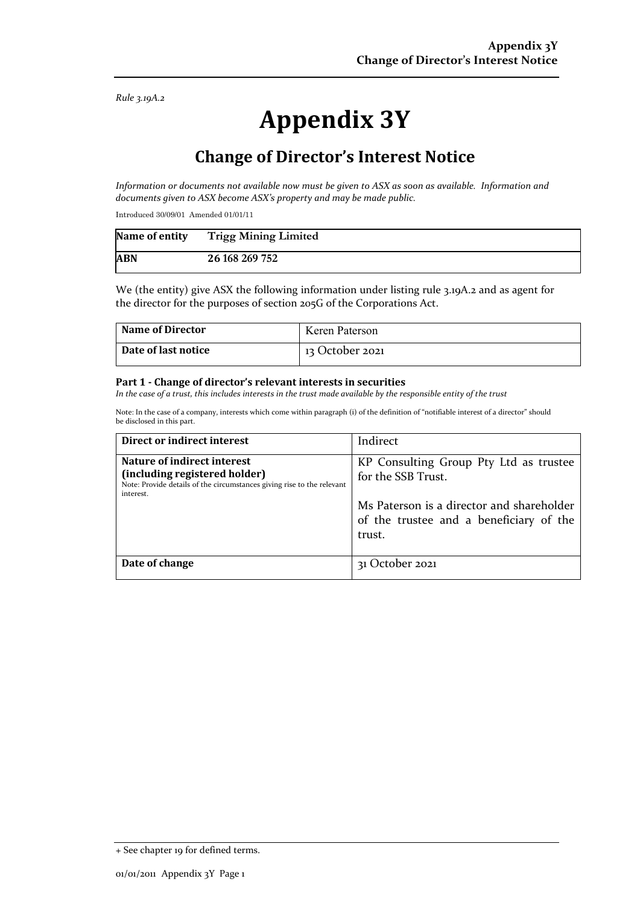*Rule 3.19A.2*

# Appendix 3Y

## Change of Director's Interest Notice

*Information or documents not available now must be given to ASX as soon as available. Information and documents given to ASX become ASX's property and may be made public.*

Introduced 30/09/01 Amended 01/01/11

| **Name of entity** | **Trigg Mining Limited** |
|---|---|
| **ABN** | **26 168 269 752** |

We (the entity) give ASX the following information under listing rule 3.19A.2 and as agent for the director for the purposes of section 205G of the Corporations Act.

| **Name of Director** | Keren Paterson |
|---|---|
| **Date of last notice** | 13 October 2021 |

### Part 1 - Change of director's relevant interests in securities

*In the case of a trust, this includes interests in the trust made available by the responsible entity of the trust*

Note: In the case of a company, interests which come within paragraph (i) of the definition of "notifiable interest of a director" should be disclosed in this part.

| **Direct or indirect interest** | Indirect |
|---|---|
| **Nature of indirect interest (including registered holder)** Note: Provide details of the circumstances giving rise to the relevant interest. | KP Consulting Group Pty Ltd as trustee for the SSB Trust. Ms Paterson is a director and shareholder of the trustee and a beneficiary of the trust. |
| **Date of change** | 31 October 2021 |

+ See chapter 19 for defined terms.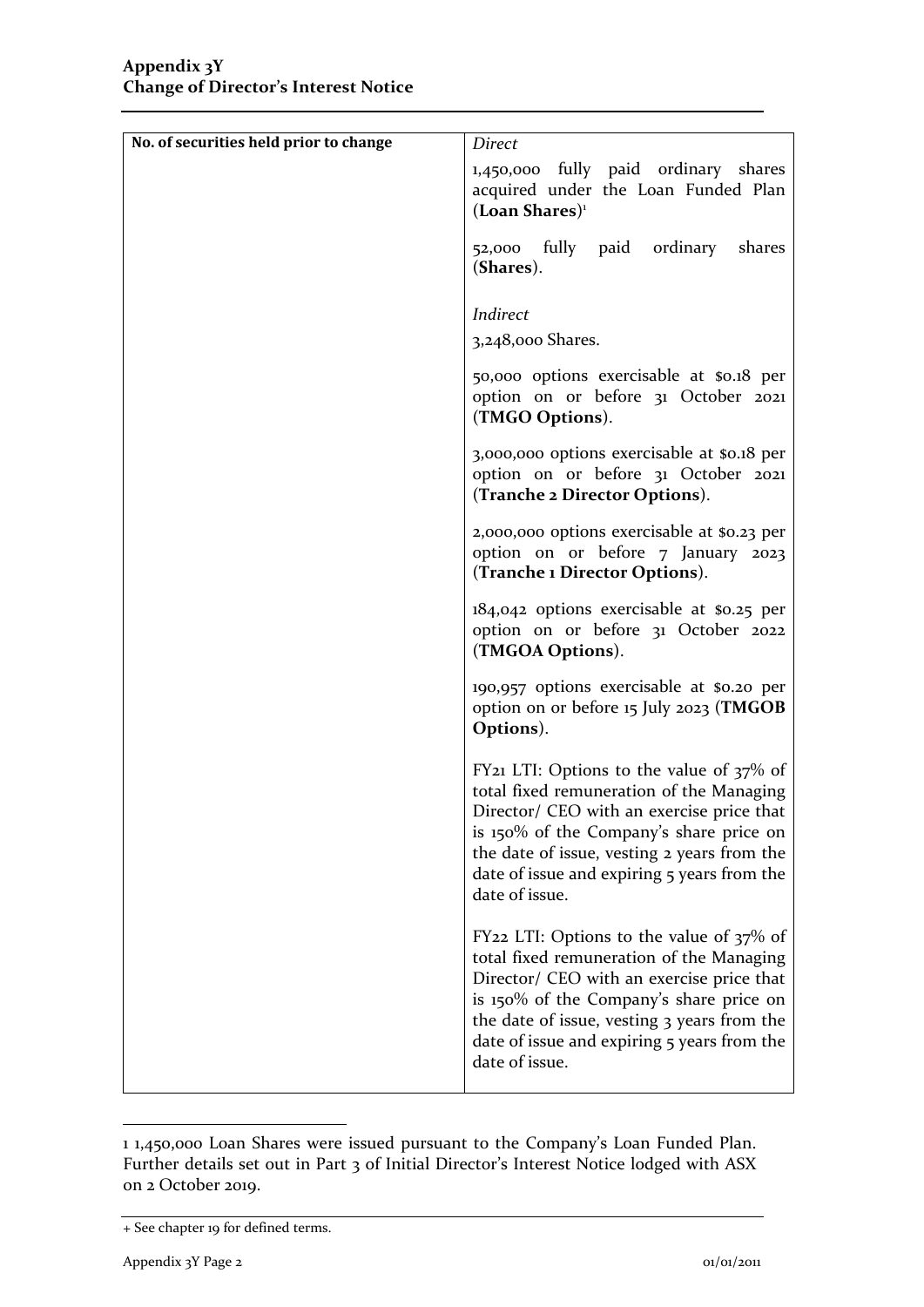| No. of securities held prior to change | *Direct*<br><br>1,450,000 fully paid ordinary shares acquired under the Loan Funded Plan (**Loan Shares**)[1]<br><br>52,000 fully paid ordinary shares (**Shares**).<br><br>*Indirect*<br><br>3,248,000 Shares.<br><br>50,000 options exercisable at $0.18 per option on or before 31 October 2021 (**TMGO Options**).<br><br>3,000,000 options exercisable at $0.18 per option on or before 31 October 2021 (**Tranche 2 Director Options**).<br><br>2,000,000 options exercisable at $0.23 per option on or before 7 January 2023 (**Tranche 1 Director Options**).<br><br>184,042 options exercisable at $0.25 per option on or before 31 October 2022 (**TMGOA Options**).<br><br>190,957 options exercisable at $0.20 per option on or before 15 July 2023 (**TMGOB Options**).<br><br>FY21 LTI: Options to the value of 37% of total fixed remuneration of the Managing Director/ CEO with an exercise price that is 150% of the Company's share price on the date of issue, vesting 2 years from the date of issue and expiring 5 years from the date of issue.<br><br>FY22 LTI: Options to the value of 37% of total fixed remuneration of the Managing Director/ CEO with an exercise price that is 150% of the Company's share price on the date of issue, vesting 3 years from the date of issue and expiring 5 years from the date of issue. |
|---|---|

[1] 1,450,000 Loan Shares were issued pursuant to the Company's Loan Funded Plan. Further details set out in Part 3 of Initial Director's Interest Notice lodged with ASX on 2 October 2019.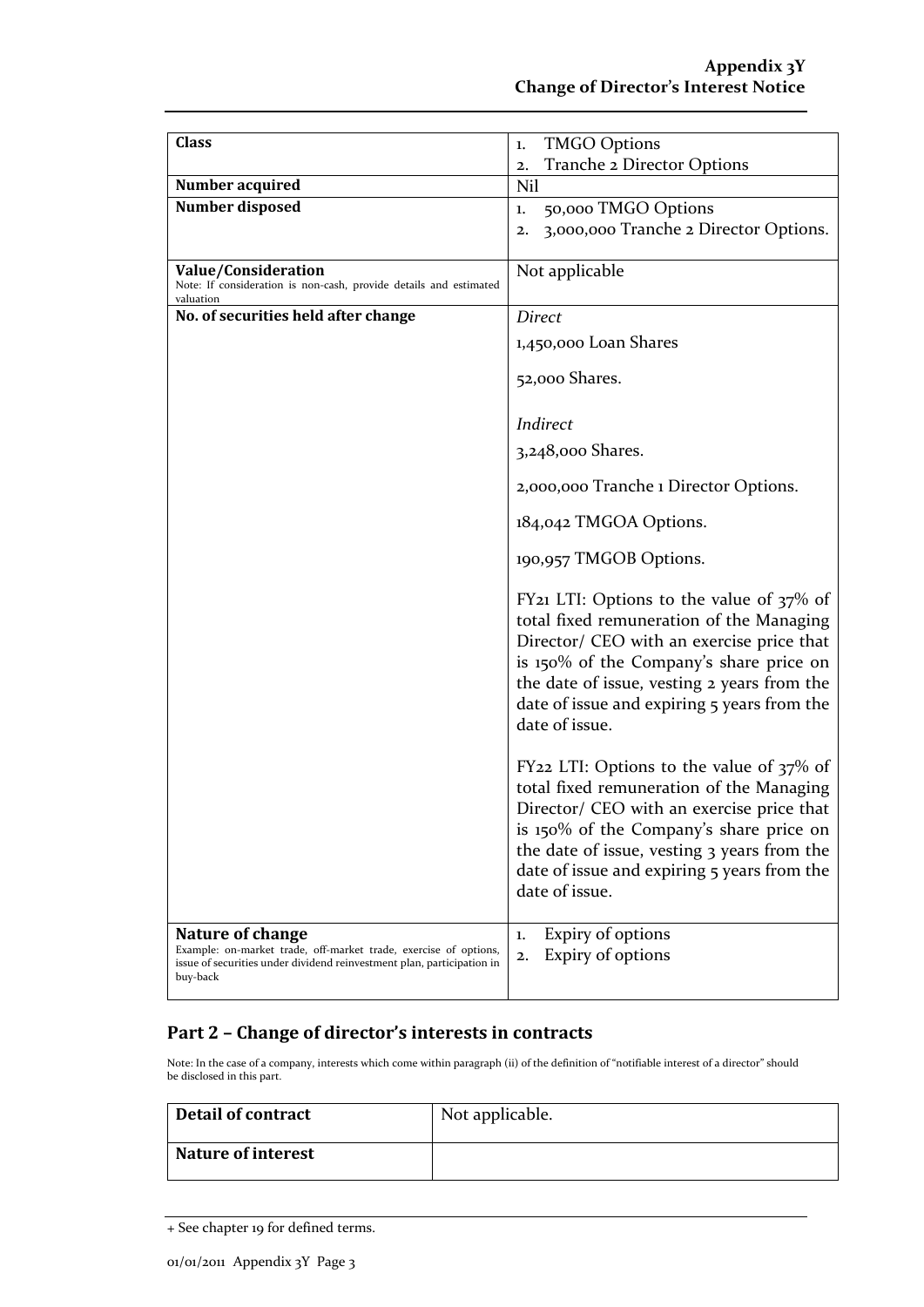| | |
|---|---|
| **Class** | 1. TMGO Options<br>2. Tranche 2 Director Options |
| **Number acquired** | Nil |
| **Number disposed** | 1. 50,000 TMGO Options<br>2. 3,000,000 Tranche 2 Director Options. |
| **Value/Consideration**<br>Note: If consideration is non-cash, provide details and estimated valuation | Not applicable |
| **No. of securities held after change** | *Direct*<br>1,450,000 Loan Shares<br>52,000 Shares.<br><br>*Indirect*<br>3,248,000 Shares.<br>2,000,000 Tranche 1 Director Options.<br>184,042 TMGOA Options.<br>190,957 TMGOB Options.<br>FY21 LTI: Options to the value of 37% of total fixed remuneration of the Managing Director/ CEO with an exercise price that is 150% of the Company's share price on the date of issue, vesting 2 years from the date of issue and expiring 5 years from the date of issue.<br><br>FY22 LTI: Options to the value of 37% of total fixed remuneration of the Managing Director/ CEO with an exercise price that is 150% of the Company's share price on the date of issue, vesting 3 years from the date of issue and expiring 5 years from the date of issue. |
| **Nature of change**<br>Example: on-market trade, off-market trade, exercise of options, issue of securities under dividend reinvestment plan, participation in buy-back | 1. Expiry of options<br>2. Expiry of options |

## Part 2 – Change of director's interests in contracts

Note: In the case of a company, interests which come within paragraph (ii) of the definition of "notifiable interest of a director" should be disclosed in this part.

| | |
|---|---|
| **Detail of contract** | Not applicable. |
| **Nature of interest** | |

+ See chapter 19 for defined terms.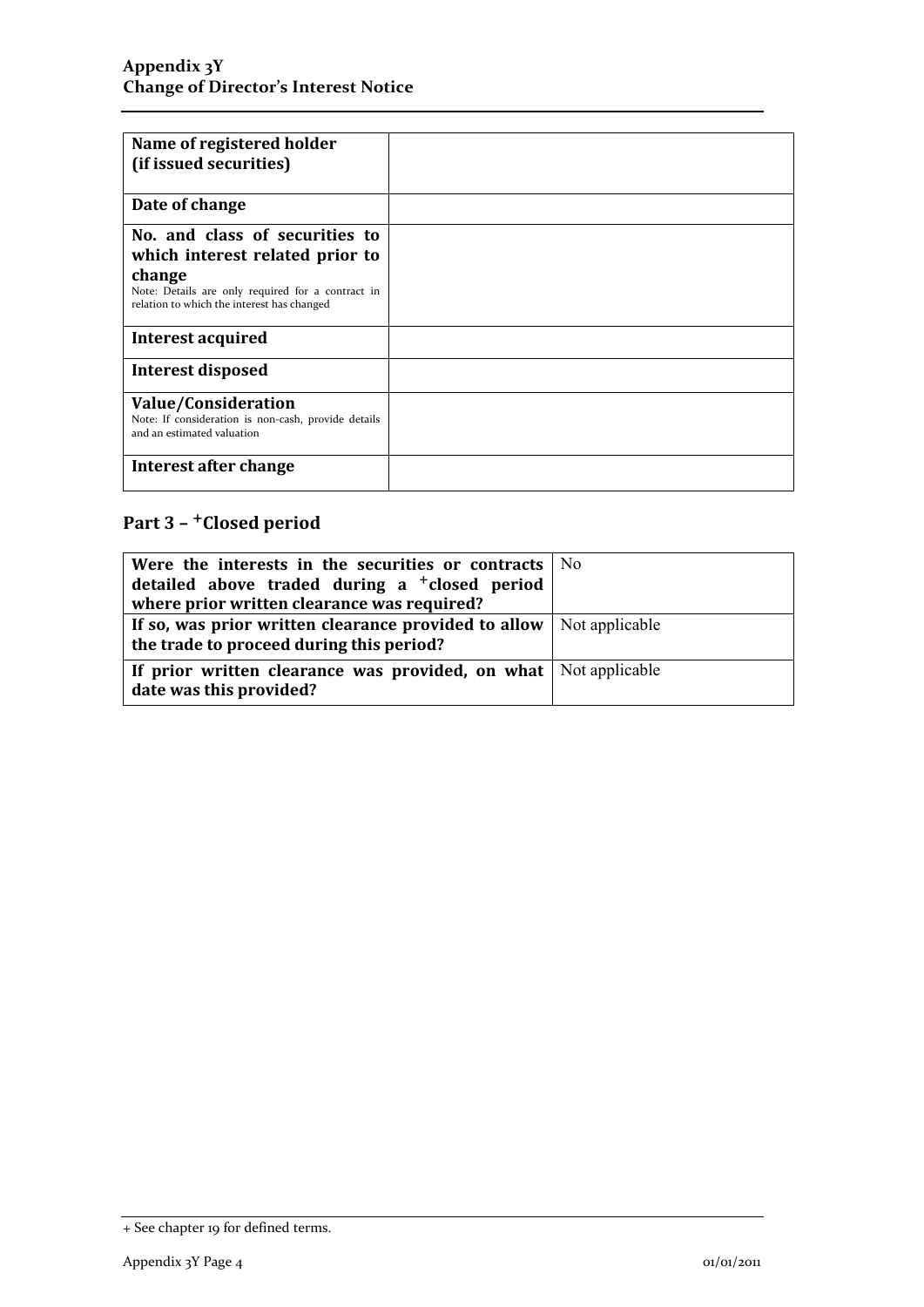| | |
|---|---|
| **Name of registered holder (if issued securities)** | |
| **Date of change** | |
| **No. and class of securities to which interest related prior to change**<br>Note: Details are only required for a contract in relation to which the interest has changed | |
| **Interest acquired** | |
| **Interest disposed** | |
| **Value/Consideration**<br>Note: If consideration is non-cash, provide details and an estimated valuation | |
| **Interest after change** | |

## Part 3 – +Closed period

| | |
|---|---|
| **Were the interests in the securities or contracts detailed above traded during a +closed period where prior written clearance was required?** | No |
| **If so, was prior written clearance provided to allow the trade to proceed during this period?** | Not applicable |
| **If prior written clearance was provided, on what date was this provided?** | Not applicable |

+ See chapter 19 for defined terms.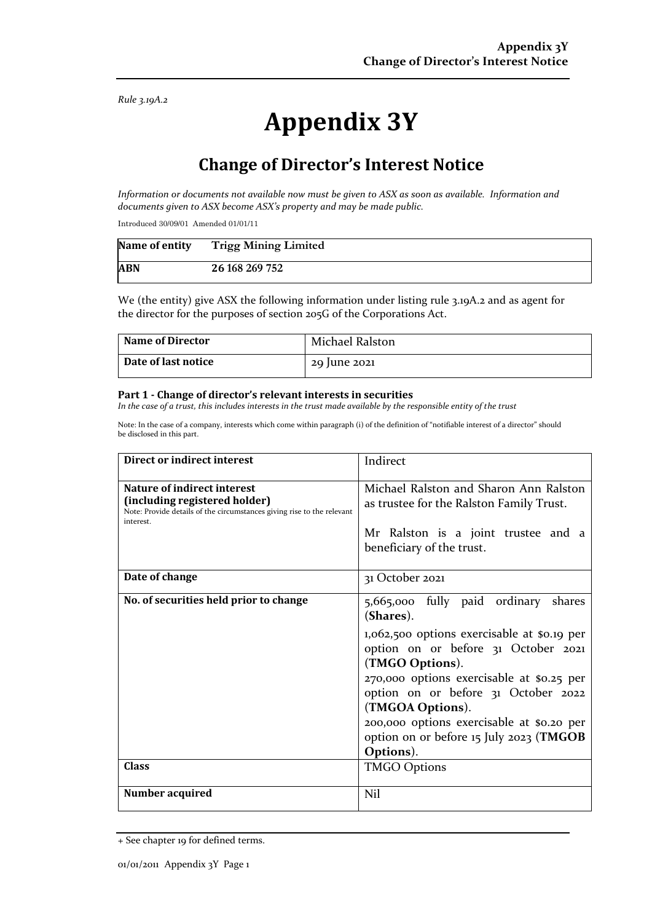*Rule 3.19A.2*

# Appendix 3Y

## Change of Director's Interest Notice

*Information or documents not available now must be given to ASX as soon as available. Information and documents given to ASX become ASX's property and may be made public.*

Introduced 30/09/01 Amended 01/01/11

| **Name of entity** | **Trigg Mining Limited** |
|---|---|
| **ABN** | **26 168 269 752** |

We (the entity) give ASX the following information under listing rule 3.19A.2 and as agent for the director for the purposes of section 205G of the Corporations Act.

| **Name of Director** | Michael Ralston |
|---|---|
| **Date of last notice** | 29 June 2021 |

**Part 1 - Change of director's relevant interests in securities**
*In the case of a trust, this includes interests in the trust made available by the responsible entity of the trust*

Note: In the case of a company, interests which come within paragraph (i) of the definition of "notifiable interest of a director" should be disclosed in this part.

| **Direct or indirect interest** | Indirect |
|---|---|
| **Nature of indirect interest (including registered holder)**<br>Note: Provide details of the circumstances giving rise to the relevant interest. | Michael Ralston and Sharon Ann Ralston as trustee for the Ralston Family Trust.<br><br>Mr Ralston is a joint trustee and a beneficiary of the trust. |
| **Date of change** | 31 October 2021 |
| **No. of securities held prior to change** | 5,665,000 fully paid ordinary shares (**Shares**).<br><br>1,062,500 options exercisable at \$0.19 per option on or before 31 October 2021 (**TMGO Options**).<br>270,000 options exercisable at \$0.25 per option on or before 31 October 2022 (**TMGOA Options**).<br>200,000 options exercisable at \$0.20 per option on or before 15 July 2023 (**TMGOB Options**). |
| **Class** | TMGO Options |
| **Number acquired** | Nil |

+ See chapter 19 for defined terms.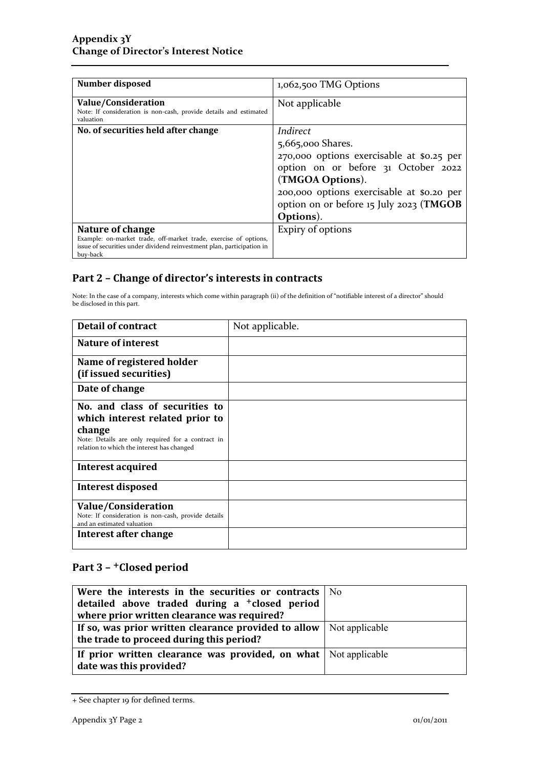| | |
|---|---|
| **Number disposed** | 1,062,500 TMG Options |
| **Value/Consideration**<br>Note: If consideration is non-cash, provide details and estimated valuation | Not applicable |
| **No. of securities held after change** | *Indirect*<br>5,665,000 Shares.<br>270,000 options exercisable at $0.25 per option on or before 31 October 2022 (**TMGOA Options**).<br>200,000 options exercisable at $0.20 per option on or before 15 July 2023 (**TMGOB Options**). |
| **Nature of change**<br>Example: on-market trade, off-market trade, exercise of options, issue of securities under dividend reinvestment plan, participation in buy-back | Expiry of options |

## Part 2 – Change of director's interests in contracts

Note: In the case of a company, interests which come within paragraph (ii) of the definition of "notifiable interest of a director" should be disclosed in this part.

| | |
|---|---|
| **Detail of contract** | Not applicable. |
| **Nature of interest** | |
| **Name of registered holder (if issued securities)** | |
| **Date of change** | |
| **No. and class of securities to which interest related prior to change**<br>Note: Details are only required for a contract in relation to which the interest has changed | |
| **Interest acquired** | |
| **Interest disposed** | |
| **Value/Consideration**<br>Note: If consideration is non-cash, provide details and an estimated valuation | |
| **Interest after change** | |

## Part 3 – +Closed period

| | |
|---|---|
| **Were the interests in the securities or contracts detailed above traded during a +closed period where prior written clearance was required?** | No |
| **If so, was prior written clearance provided to allow the trade to proceed during this period?** | Not applicable |
| **If prior written clearance was provided, on what date was this provided?** | Not applicable |

+ See chapter 19 for defined terms.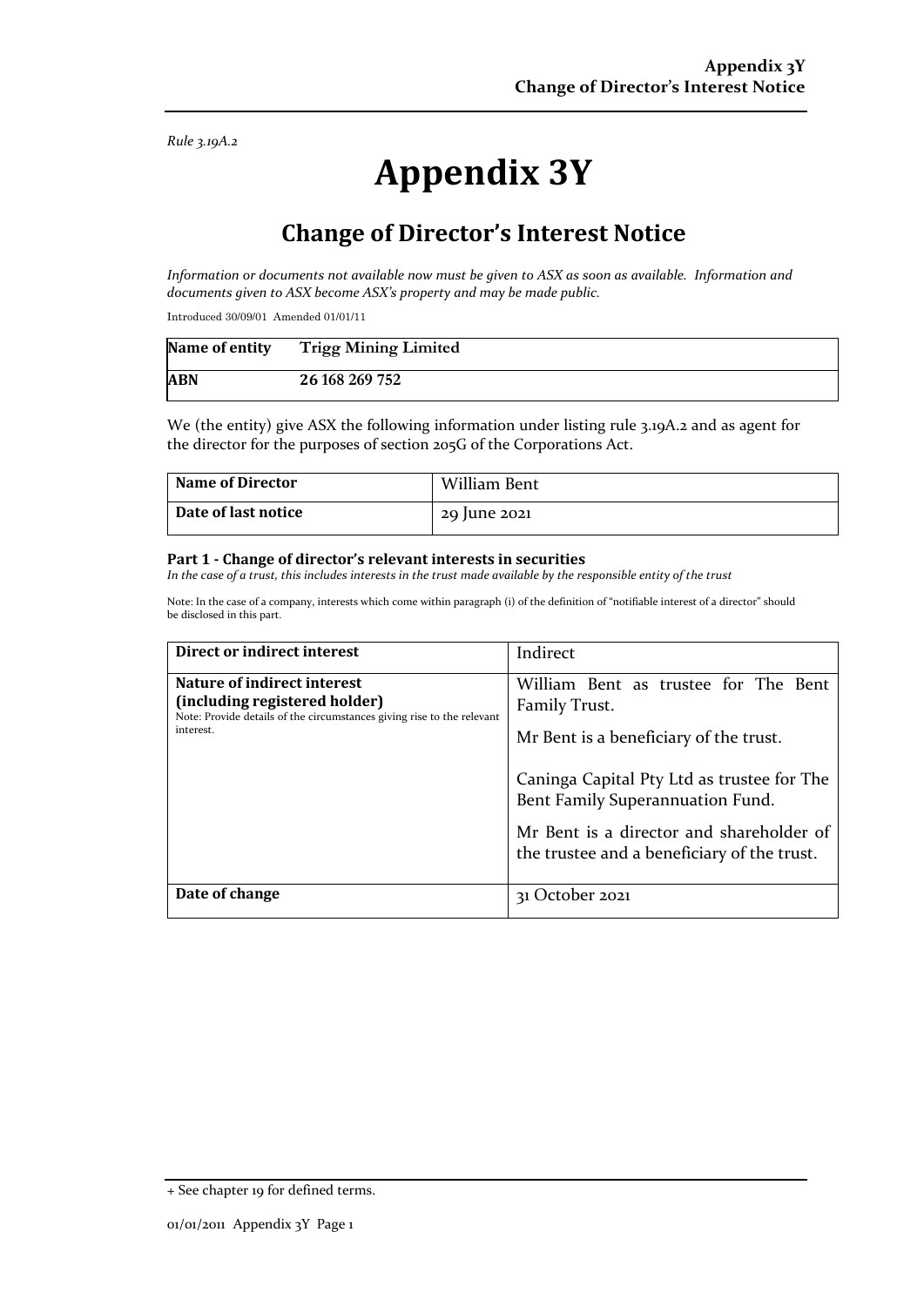Rule 3.19A.2

# Appendix 3Y

## Change of Director's Interest Notice

*Information or documents not available now must be given to ASX as soon as available. Information and documents given to ASX become ASX's property and may be made public.*

Introduced 30/09/01 Amended 01/01/11

| **Name of entity** | **Trigg Mining Limited** |
|---|---|
| **ABN** | **26 168 269 752** |

We (the entity) give ASX the following information under listing rule 3.19A.2 and as agent for the director for the purposes of section 205G of the Corporations Act.

| **Name of Director** | William Bent |
|---|---|
| **Date of last notice** | 29 June 2021 |

#### Part 1 - Change of director's relevant interests in securities

*In the case of a trust, this includes interests in the trust made available by the responsible entity of the trust*

Note: In the case of a company, interests which come within paragraph (i) of the definition of "notifiable interest of a director" should be disclosed in this part.

| **Direct or indirect interest** | Indirect |
|---|---|
| **Nature of indirect interest (including registered holder)**<br>Note: Provide details of the circumstances giving rise to the relevant interest. | William Bent as trustee for The Bent Family Trust.<br><br>Mr Bent is a beneficiary of the trust.<br><br>Caninga Capital Pty Ltd as trustee for The Bent Family Superannuation Fund.<br><br>Mr Bent is a director and shareholder of the trustee and a beneficiary of the trust. |
| **Date of change** | 31 October 2021 |

+ See chapter 19 for defined terms.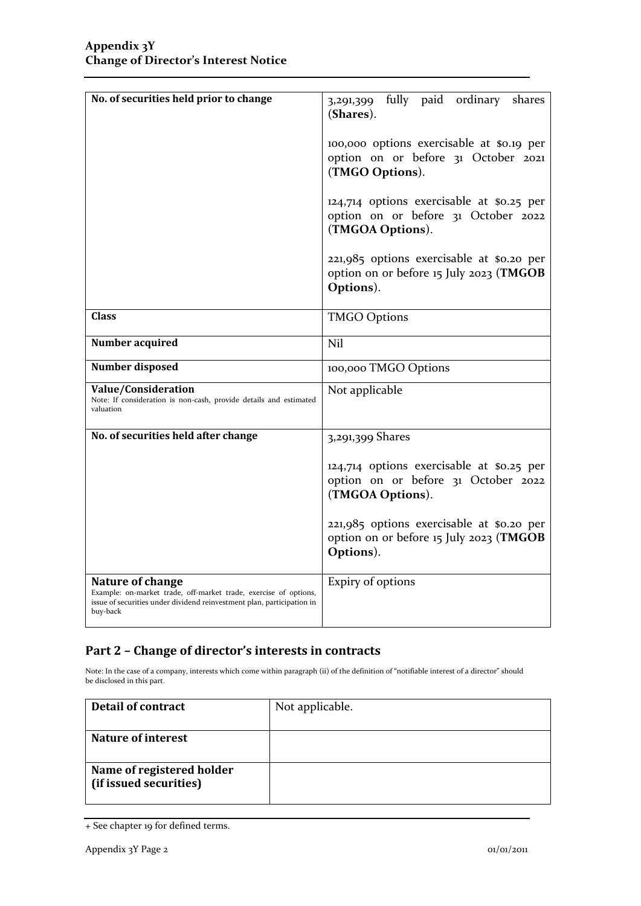## Appendix 3Y
## Change of Director's Interest Notice

| | |
|---|---|
| **No. of securities held prior to change** | 3,291,399 fully paid ordinary shares (**Shares**).<br><br>100,000 options exercisable at $0.19 per option on or before 31 October 2021 (**TMGO Options**).<br><br>124,714 options exercisable at $0.25 per option on or before 31 October 2022 (**TMGOA Options**).<br><br>221,985 options exercisable at $0.20 per option on or before 15 July 2023 (**TMGOB Options**). |
| **Class** | TMGO Options |
| **Number acquired** | Nil |
| **Number disposed** | 100,000 TMGO Options |
| **Value/Consideration**<br>Note: If consideration is non-cash, provide details and estimated valuation | Not applicable |
| **No. of securities held after change** | 3,291,399 Shares<br><br>124,714 options exercisable at $0.25 per option on or before 31 October 2022 (**TMGOA Options**).<br><br>221,985 options exercisable at $0.20 per option on or before 15 July 2023 (**TMGOB Options**). |
| **Nature of change**<br>Example: on-market trade, off-market trade, exercise of options, issue of securities under dividend reinvestment plan, participation in buy-back | Expiry of options |

## Part 2 – Change of director's interests in contracts

Note: In the case of a company, interests which come within paragraph (ii) of the definition of "notifiable interest of a director" should be disclosed in this part.

| | |
|---|---|
| **Detail of contract** | Not applicable. |
| **Nature of interest** | |
| **Name of registered holder (if issued securities)** | |

+ See chapter 19 for defined terms.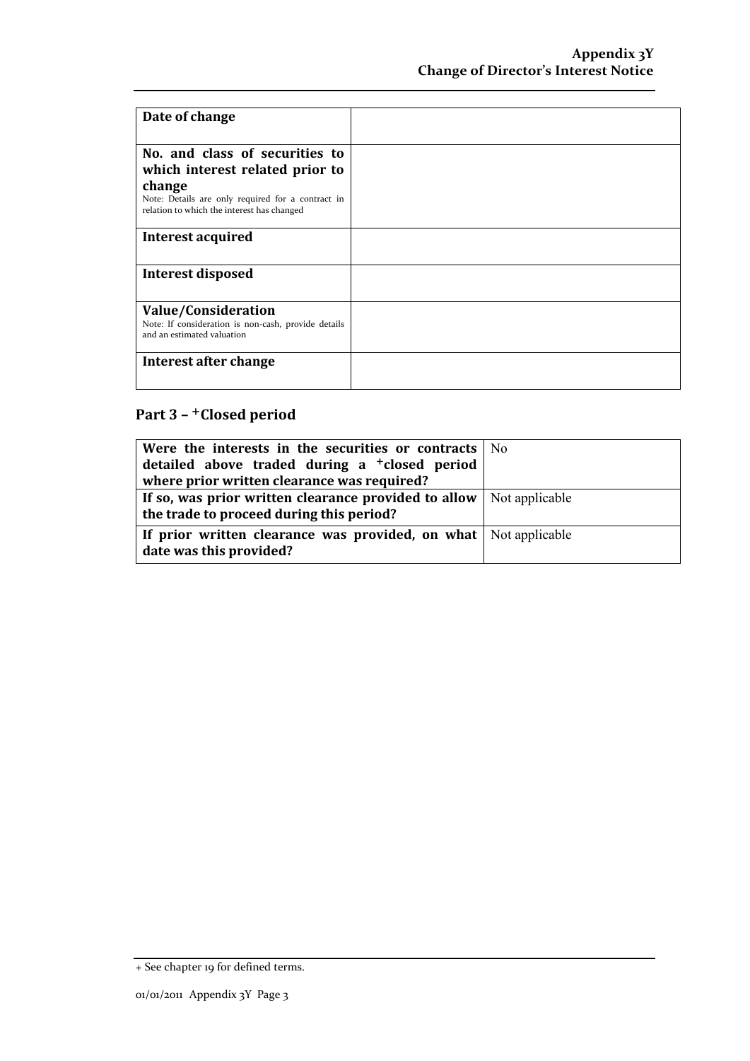| | |
|---|---|
| **Date of change** | |
| **No. and class of securities to which interest related prior to change**<br>Note: Details are only required for a contract in relation to which the interest has changed | |
| **Interest acquired** | |
| **Interest disposed** | |
| **Value/Consideration**<br>Note: If consideration is non-cash, provide details and an estimated valuation | |
| **Interest after change** | |

## Part 3 – +Closed period

| | |
|---|---|
| **Were the interests in the securities or contracts detailed above traded during a +closed period where prior written clearance was required?** | No |
| **If so, was prior written clearance provided to allow the trade to proceed during this period?** | Not applicable |
| **If prior written clearance was provided, on what date was this provided?** | Not applicable |

+ See chapter 19 for defined terms.